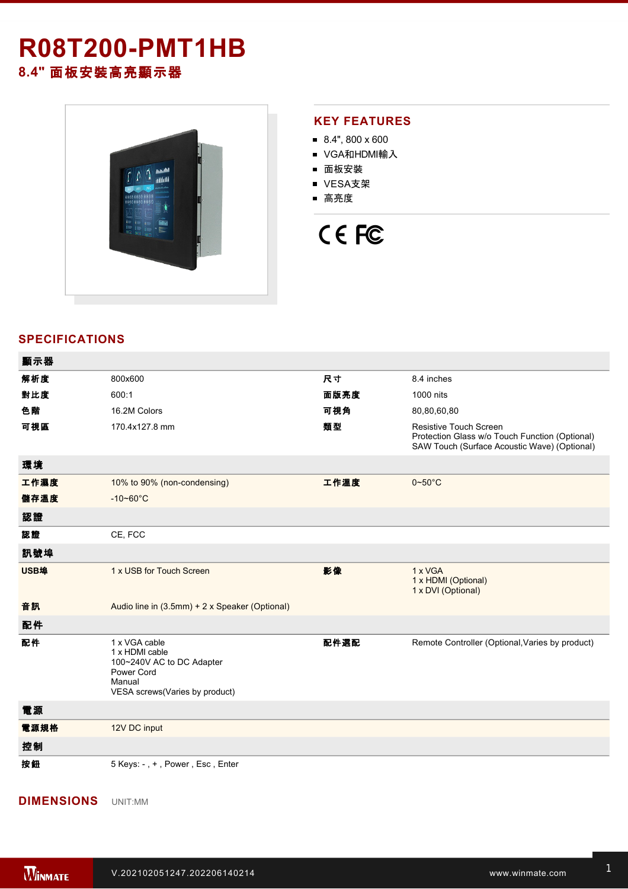# R08T200-PMT1HB

## 8.4" 面板安裝高亮顯示器

## KEY FEATURES

- 8.4", 800 x 600
- VGA和HDMI輸入
- 面板安裝
- VESA支架
- 高亮度

## SPECIFICATIONS

| 顯示器 | | | |
|---|---|---|---|
| 解析度 | 800x600 | 尺寸 | 8.4 inches |
| 對比度 | 600:1 | 面版亮度 | 1000 nits |
| 色階 | 16.2M Colors | 可視角 | 80,80,60,80 |
| 可視區 | 170.4x127.8 mm | 類型 | Resistive Touch Screen<br>Protection Glass w/o Touch Function (Optional)<br>SAW Touch (Surface Acoustic Wave) (Optional) |
| **環境** | | | |
| 工作濕度 | 10% to 90% (non-condensing) | 工作溫度 | 0~50°C |
| 儲存溫度 | -10~60°C | | |
| **認證** | | | |
| 認證 | CE, FCC | | |
| **訊號埠** | | | |
| USB埠 | 1 x USB for Touch Screen | 影像 | 1 x VGA<br>1 x HDMI (Optional)<br>1 x DVI (Optional) |
| 音訊 | Audio line in (3.5mm) + 2 x Speaker (Optional) | | |
| **配件** | | | |
| 配件 | 1 x VGA cable<br>1 x HDMI cable<br>100~240V AC to DC Adapter<br>Power Cord<br>Manual<br>VESA screws(Varies by product) | 配件選配 | Remote Controller (Optional,Varies by product) |
| **電源** | | | |
| 電源規格 | 12V DC input | | |
| **控制** | | | |
| 按鈕 | 5 Keys: - , + , Power , Esc , Enter | | |

## DIMENSIONS

UNIT:MM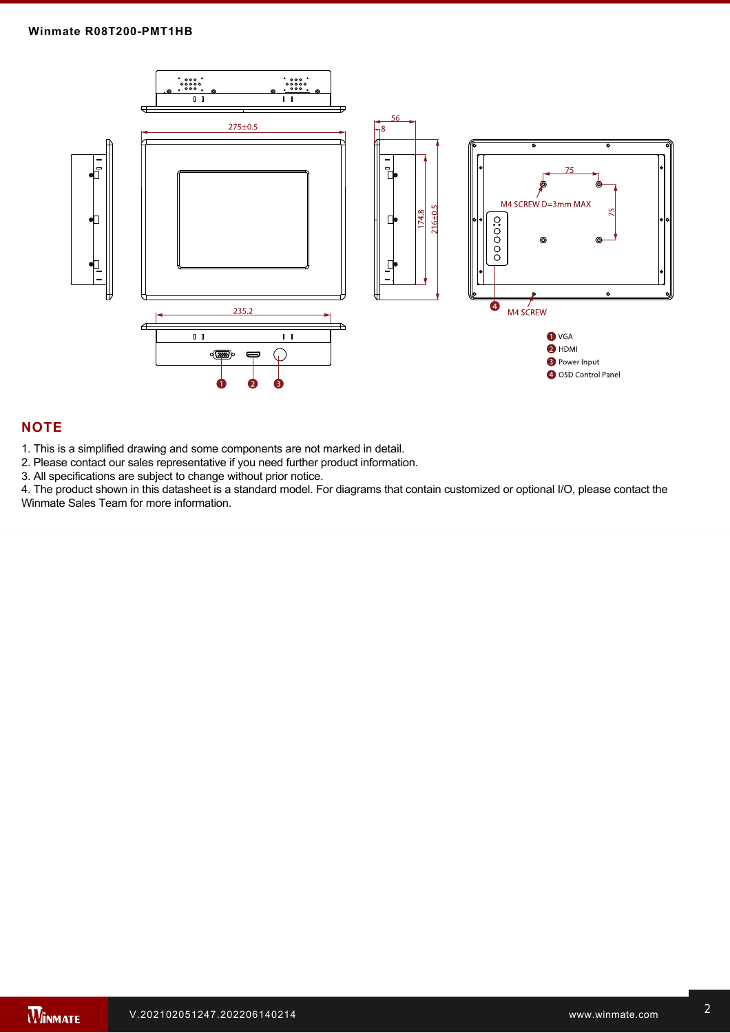Winmate R08T200-PMT1HB

275±0.5

56

8

174.8

216±0.5

75

M4 SCREW D=3mm MAX

75

M4 SCREW

235.2

1 VGA
2 HDMI
3 Power Input
4 OSD Control Panel

## NOTE

1. This is a simplified drawing and some components are not marked in detail.
2. Please contact our sales representative if you need further product information.
3. All specifications are subject to change without prior notice.
4. The product shown in this datasheet is a standard model. For diagrams that contain customized or optional I/O, please contact the Winmate Sales Team for more information.

V.202102051247.202206140214

www.winmate.com